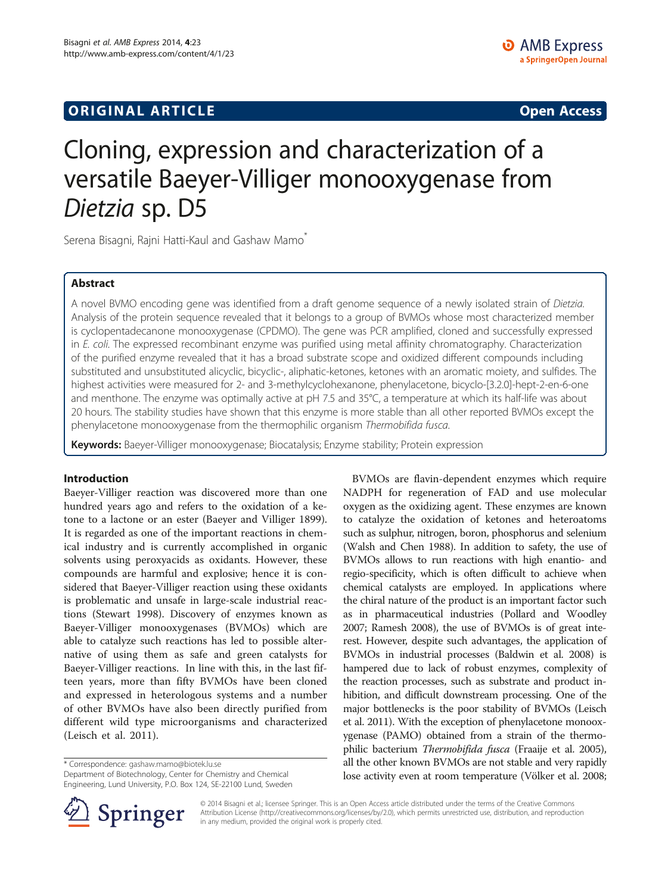**ORIGINAL ARTICLE** **Open Access**

# Cloning, expression and characterization of a versatile Baeyer-Villiger monooxygenase from *Dietzia* sp. D5

Serena Bisagni, Rajni Hatti-Kaul and Gashaw Mamo*

## Abstract

A novel BVMO encoding gene was identified from a draft genome sequence of a newly isolated strain of *Dietzia*. Analysis of the protein sequence revealed that it belongs to a group of BVMOs whose most characterized member is cyclopentadecanone monooxygenase (CPDMO). The gene was PCR amplified, cloned and successfully expressed in *E. coli*. The expressed recombinant enzyme was purified using metal affinity chromatography. Characterization of the purified enzyme revealed that it has a broad substrate scope and oxidized different compounds including substituted and unsubstituted alicyclic, bicyclic-, aliphatic-ketones, ketones with an aromatic moiety, and sulfides. The highest activities were measured for 2- and 3-methylcyclohexanone, phenylacetone, bicyclo-[3.2.0]-hept-2-en-6-one and menthone. The enzyme was optimally active at pH 7.5 and 35°C, a temperature at which its half-life was about 20 hours. The stability studies have shown that this enzyme is more stable than all other reported BVMOs except the phenylacetone monooxygenase from the thermophilic organism *Thermobifida fusca*.

**Keywords:** Baeyer-Villiger monooxygenase; Biocatalysis; Enzyme stability; Protein expression

## Introduction

Baeyer-Villiger reaction was discovered more than one hundred years ago and refers to the oxidation of a ketone to a lactone or an ester (Baeyer and Villiger 1899). It is regarded as one of the important reactions in chemical industry and is currently accomplished in organic solvents using peroxyacids as oxidants. However, these compounds are harmful and explosive; hence it is considered that Baeyer-Villiger reaction using these oxidants is problematic and unsafe in large-scale industrial reactions (Stewart 1998). Discovery of enzymes known as Baeyer-Villiger monooxygenases (BVMOs) which are able to catalyze such reactions has led to possible alternative of using them as safe and green catalysts for Baeyer-Villiger reactions. In line with this, in the last fifteen years, more than fifty BVMOs have been cloned and expressed in heterologous systems and a number of other BVMOs have also been directly purified from different wild type microorganisms and characterized (Leisch et al. 2011).

BVMOs are flavin-dependent enzymes which require NADPH for regeneration of FAD and use molecular oxygen as the oxidizing agent. These enzymes are known to catalyze the oxidation of ketones and heteroatoms such as sulphur, nitrogen, boron, phosphorus and selenium (Walsh and Chen 1988). In addition to safety, the use of BVMOs allows to run reactions with high enantio- and regio-specificity, which is often difficult to achieve when chemical catalysts are employed. In applications where the chiral nature of the product is an important factor such as in pharmaceutical industries (Pollard and Woodley 2007; Ramesh 2008), the use of BVMOs is of great interest. However, despite such advantages, the application of BVMOs in industrial processes (Baldwin et al. 2008) is hampered due to lack of robust enzymes, complexity of the reaction processes, such as substrate and product inhibition, and difficult downstream processing. One of the major bottlenecks is the poor stability of BVMOs (Leisch et al. 2011). With the exception of phenylacetone monooxygenase (PAMO) obtained from a strain of the thermophilic bacterium *Thermobifida fusca* (Fraaije et al. 2005), all the other known BVMOs are not stable and very rapidly lose activity even at room temperature (Völker et al. 2008;

\* Correspondence: gashaw.mamo@biotek.lu.se
Department of Biotechnology, Center for Chemistry and Chemical Engineering, Lund University, P.O. Box 124, SE-22100 Lund, Sweden

© 2014 Bisagni et al.; licensee Springer. This is an Open Access article distributed under the terms of the Creative Commons Attribution License (http://creativecommons.org/licenses/by/2.0), which permits unrestricted use, distribution, and reproduction in any medium, provided the original work is properly cited.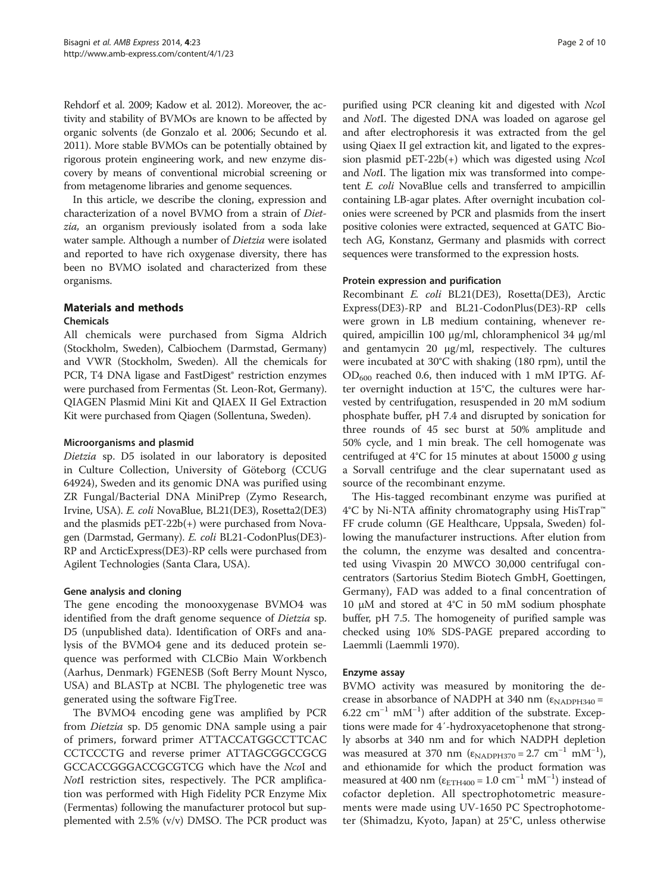Rehdorf et al. 2009; Kadow et al. 2012). Moreover, the activity and stability of BVMOs are known to be affected by organic solvents (de Gonzalo et al. 2006; Secundo et al. 2011). More stable BVMOs can be potentially obtained by rigorous protein engineering work, and new enzyme discovery by means of conventional microbial screening or from metagenome libraries and genome sequences.

In this article, we describe the cloning, expression and characterization of a novel BVMO from a strain of *Dietzia,* an organism previously isolated from a soda lake water sample. Although a number of *Dietzia* were isolated and reported to have rich oxygenase diversity, there has been no BVMO isolated and characterized from these organisms.

## Materials and methods

### Chemicals

All chemicals were purchased from Sigma Aldrich (Stockholm, Sweden), Calbiochem (Darmstad, Germany) and VWR (Stockholm, Sweden). All the chemicals for PCR, T4 DNA ligase and FastDigest® restriction enzymes were purchased from Fermentas (St. Leon-Rot, Germany). QIAGEN Plasmid Mini Kit and QIAEX II Gel Extraction Kit were purchased from Qiagen (Sollentuna, Sweden).

### Microorganisms and plasmid

*Dietzia* sp. D5 isolated in our laboratory is deposited in Culture Collection, University of Göteborg (CCUG 64924), Sweden and its genomic DNA was purified using ZR Fungal/Bacterial DNA MiniPrep (Zymo Research, Irvine, USA). *E. coli* NovaBlue, BL21(DE3), Rosetta2(DE3) and the plasmids pET-22b(+) were purchased from Novagen (Darmstad, Germany). *E. coli* BL21-CodonPlus(DE3)-RP and ArcticExpress(DE3)-RP cells were purchased from Agilent Technologies (Santa Clara, USA).

### Gene analysis and cloning

The gene encoding the monooxygenase BVMO4 was identified from the draft genome sequence of *Dietzia* sp. D5 (unpublished data). Identification of ORFs and analysis of the BVMO4 gene and its deduced protein sequence was performed with CLCBio Main Workbench (Aarhus, Denmark) FGENESB (Soft Berry Mount Nysco, USA) and BLASTp at NCBI. The phylogenetic tree was generated using the software FigTree.

The BVMO4 encoding gene was amplified by PCR from *Dietzia* sp. D5 genomic DNA sample using a pair of primers, forward primer ATTACCATGGCCTTCAC CCTCCCTG and reverse primer ATTAGCGGCCGCG GCCACCGGGACCGCGTCG which have the *Nco*I and *Not*I restriction sites, respectively. The PCR amplification was performed with High Fidelity PCR Enzyme Mix (Fermentas) following the manufacturer protocol but supplemented with 2.5% (v/v) DMSO. The PCR product was purified using PCR cleaning kit and digested with *Nco*I and *Not*I. The digested DNA was loaded on agarose gel and after electrophoresis it was extracted from the gel using Qiaex II gel extraction kit, and ligated to the expression plasmid pET-22b(+) which was digested using *Nco*I and *Not*I. The ligation mix was transformed into competent *E. coli* NovaBlue cells and transferred to ampicillin containing LB-agar plates. After overnight incubation colonies were screened by PCR and plasmids from the insert positive colonies were extracted, sequenced at GATC Biotech AG, Konstanz, Germany and plasmids with correct sequences were transformed to the expression hosts.

### Protein expression and purification

Recombinant *E. coli* BL21(DE3), Rosetta(DE3), Arctic Express(DE3)-RP and BL21-CodonPlus(DE3)-RP cells were grown in LB medium containing, whenever required, ampicillin 100 μg/ml, chloramphenicol 34 μg/ml and gentamycin 20 μg/ml, respectively. The cultures were incubated at 30°C with shaking (180 rpm), until the $OD_{600}$ reached 0.6, then induced with 1 mM IPTG. After overnight induction at 15°C, the cultures were harvested by centrifugation, resuspended in 20 mM sodium phosphate buffer, pH 7.4 and disrupted by sonication for three rounds of 45 sec burst at 50% amplitude and 50% cycle, and 1 min break. The cell homogenate was centrifuged at 4°C for 15 minutes at about 15000 *g* using a Sorvall centrifuge and the clear supernatant used as source of the recombinant enzyme.

The His-tagged recombinant enzyme was purified at 4°C by Ni-NTA affinity chromatography using HisTrap™ FF crude column (GE Healthcare, Uppsala, Sweden) following the manufacturer instructions. After elution from the column, the enzyme was desalted and concentrated using Vivaspin 20 MWCO 30,000 centrifugal concentrators (Sartorius Stedim Biotech GmbH, Goettingen, Germany), FAD was added to a final concentration of 10 μM and stored at 4°C in 50 mM sodium phosphate buffer, pH 7.5. The homogeneity of purified sample was checked using 10% SDS-PAGE prepared according to Laemmli (Laemmli 1970).

### Enzyme assay

BVMO activity was measured by monitoring the decrease in absorbance of NADPH at 340 nm ($\varepsilon_{NADPH340}$ = 6.22 $cm^{-1}$ $mM^{-1}$) after addition of the substrate. Exceptions were made for 4′-hydroxyacetophenone that strongly absorbs at 340 nm and for which NADPH depletion was measured at 370 nm ($\varepsilon_{NADPH370}$ = 2.7 $cm^{-1}$ $mM^{-1}$), and ethionamide for which the product formation was measured at 400 nm ($\varepsilon_{ETH400}$ = 1.0 $cm^{-1}$ $mM^{-1}$) instead of cofactor depletion. All spectrophotometric measurements were made using UV-1650 PC Spectrophotometer (Shimadzu, Kyoto, Japan) at 25°C, unless otherwise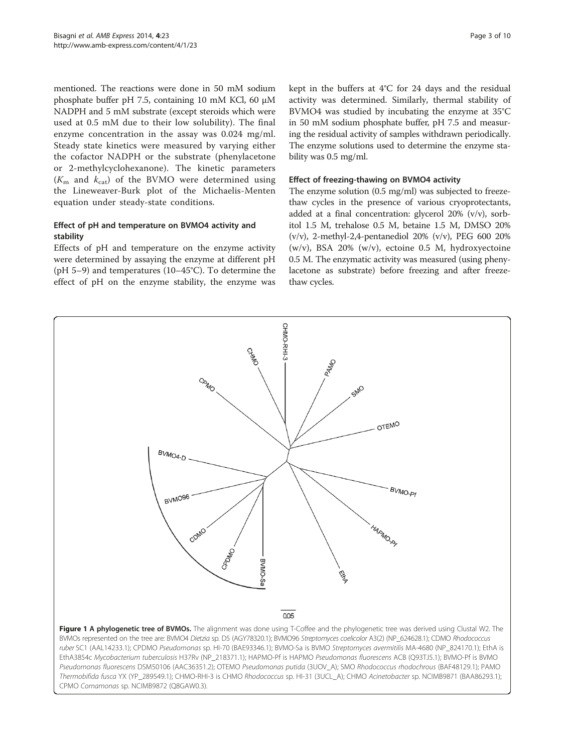mentioned. The reactions were done in 50 mM sodium phosphate buffer pH 7.5, containing 10 mM KCl, 60 μM NADPH and 5 mM substrate (except steroids which were used at 0.5 mM due to their low solubility). The final enzyme concentration in the assay was 0.024 mg/ml. Steady state kinetics were measured by varying either the cofactor NADPH or the substrate (phenylacetone or 2-methylcyclohexanone). The kinetic parameters ($K_m$ and $k_{cat}$) of the BVMO were determined using the Lineweaver-Burk plot of the Michaelis-Menten equation under steady-state conditions.

### Effect of pH and temperature on BVMO4 activity and stability

Effects of pH and temperature on the enzyme activity were determined by assaying the enzyme at different pH (pH 5–9) and temperatures (10–45°C). To determine the effect of pH on the enzyme stability, the enzyme was kept in the buffers at 4°C for 24 days and the residual activity was determined. Similarly, thermal stability of BVMO4 was studied by incubating the enzyme at 35°C in 50 mM sodium phosphate buffer, pH 7.5 and measuring the residual activity of samples withdrawn periodically. The enzyme solutions used to determine the enzyme stability was 0.5 mg/ml.

### Effect of freezing-thawing on BVMO4 activity

The enzyme solution (0.5 mg/ml) was subjected to freeze-thaw cycles in the presence of various cryoprotectants, added at a final concentration: glycerol 20% (v/v), sorbitol 1.5 M, trehalose 0.5 M, betaine 1.5 M, DMSO 20% (v/v), 2-methyl-2,4-pentanediol 20% (v/v), PEG 600 20% (w/v), BSA 20% (w/v), ectoine 0.5 M, hydroxyectoine 0.5 M. The enzymatic activity was measured (using phenylacetone as substrate) before freezing and after freeze-thaw cycles.

**Figure 1 A phylogenetic tree of BVMOs.** The alignment was done using T-Coffee and the phylogenetic tree was derived using Clustal W2. The BVMOs represented on the tree are: BVMO4 *Dietzia* sp. D5 (AGY78320.1); BVMO96 *Streptomyces coelicolor* A3(2) (NP_624628.1); CDMO *Rhodococcus ruber* SC1 (AAL14233.1); CPDMO *Pseudomonas* sp. HI-70 (BAE93346.1); BVMO-Sa is BVMO *Streptomyces avermitilis* MA-4680 (NP_824170.1); EthA is EthA3854c *Mycobacterium tuberculosis* H37Rv (NP_218371.1); HAPMO-Pf is HAPMO *Pseudomonas fluorescens* ACB (Q93TJ5.1); BVMO-Pf is BVMO *Pseudomonas fluorescens* DSM50106 (AAC36351.2); OTEMO *Pseudomonas putida* (3UOV_A); SMO *Rhodococcus rhodochrous* (BAF48129.1); PAMO *Thermobifida fusca* YX (YP_289549.1); CHMO-RHI-3 is CHMO *Rhodococcus* sp. HI-31 (3UCL_A); CHMO *Acinetobacter* sp. NCIMB9871 (BAA86293.1); CPMO *Comamonas* sp. NCIMB9872 (Q8GAW0.3).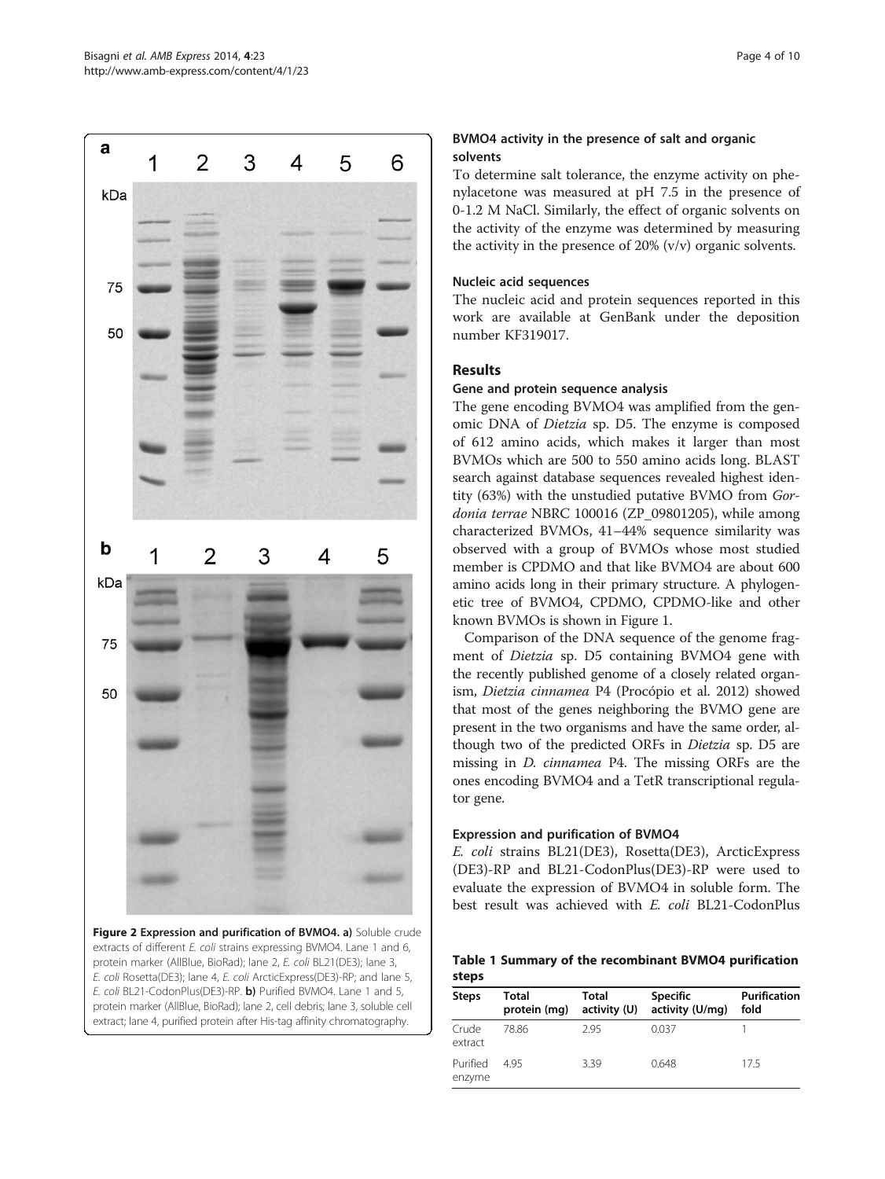Figure 2 **Expression and purification of BVMO4. a)** Soluble crude extracts of different *E. coli* strains expressing BVMO4. Lane 1 and 6, protein marker (AllBlue, BioRad); lane 2, *E. coli* BL21(DE3); lane 3, *E. coli* Rosetta(DE3); lane 4, *E. coli* ArcticExpress(DE3)-RP; and lane 5, *E. coli* BL21-CodonPlus(DE3)-RP. **b)** Purified BVMO4. Lane 1 and 5, protein marker (AllBlue, BioRad); lane 2, cell debris; lane 3, soluble cell extract; lane 4, purified protein after His-tag affinity chromatography.

#### BVMO4 activity in the presence of salt and organic solvents

To determine salt tolerance, the enzyme activity on phenylacetone was measured at pH 7.5 in the presence of 0-1.2 M NaCl. Similarly, the effect of organic solvents on the activity of the enzyme was determined by measuring the activity in the presence of 20% (v/v) organic solvents.

#### Nucleic acid sequences

The nucleic acid and protein sequences reported in this work are available at GenBank under the deposition number KF319017.

## Results

#### Gene and protein sequence analysis

The gene encoding BVMO4 was amplified from the genomic DNA of *Dietzia* sp. D5. The enzyme is composed of 612 amino acids, which makes it larger than most BVMOs which are 500 to 550 amino acids long. BLAST search against database sequences revealed highest identity (63%) with the unstudied putative BVMO from *Gordonia terrae* NBRC 100016 (ZP_09801205), while among characterized BVMOs, 41–44% sequence similarity was observed with a group of BVMOs whose most studied member is CPDMO and that like BVMO4 are about 600 amino acids long in their primary structure. A phylogenetic tree of BVMO4, CPDMO, CPDMO-like and other known BVMOs is shown in Figure 1.

Comparison of the DNA sequence of the genome fragment of *Dietzia* sp. D5 containing BVMO4 gene with the recently published genome of a closely related organism, *Dietzia cinnamea* P4 (Procópio et al. 2012) showed that most of the genes neighboring the BVMO gene are present in the two organisms and have the same order, although two of the predicted ORFs in *Dietzia* sp. D5 are missing in *D. cinnamea* P4. The missing ORFs are the ones encoding BVMO4 and a TetR transcriptional regulator gene.

#### Expression and purification of BVMO4

*E. coli* strains BL21(DE3), Rosetta(DE3), ArcticExpress (DE3)-RP and BL21-CodonPlus(DE3)-RP were used to evaluate the expression of BVMO4 in soluble form. The best result was achieved with *E. coli* BL21-CodonPlus

**Table 1 Summary of the recombinant BVMO4 purification steps**

| Steps | Total protein (mg) | Total activity (U) | Specific activity (U/mg) | Purification fold |
|---|---|---|---|---|
| Crude extract | 78.86 | 2.95 | 0.037 | 1 |
| Purified enzyme | 4.95 | 3.39 | 0.648 | 17.5 |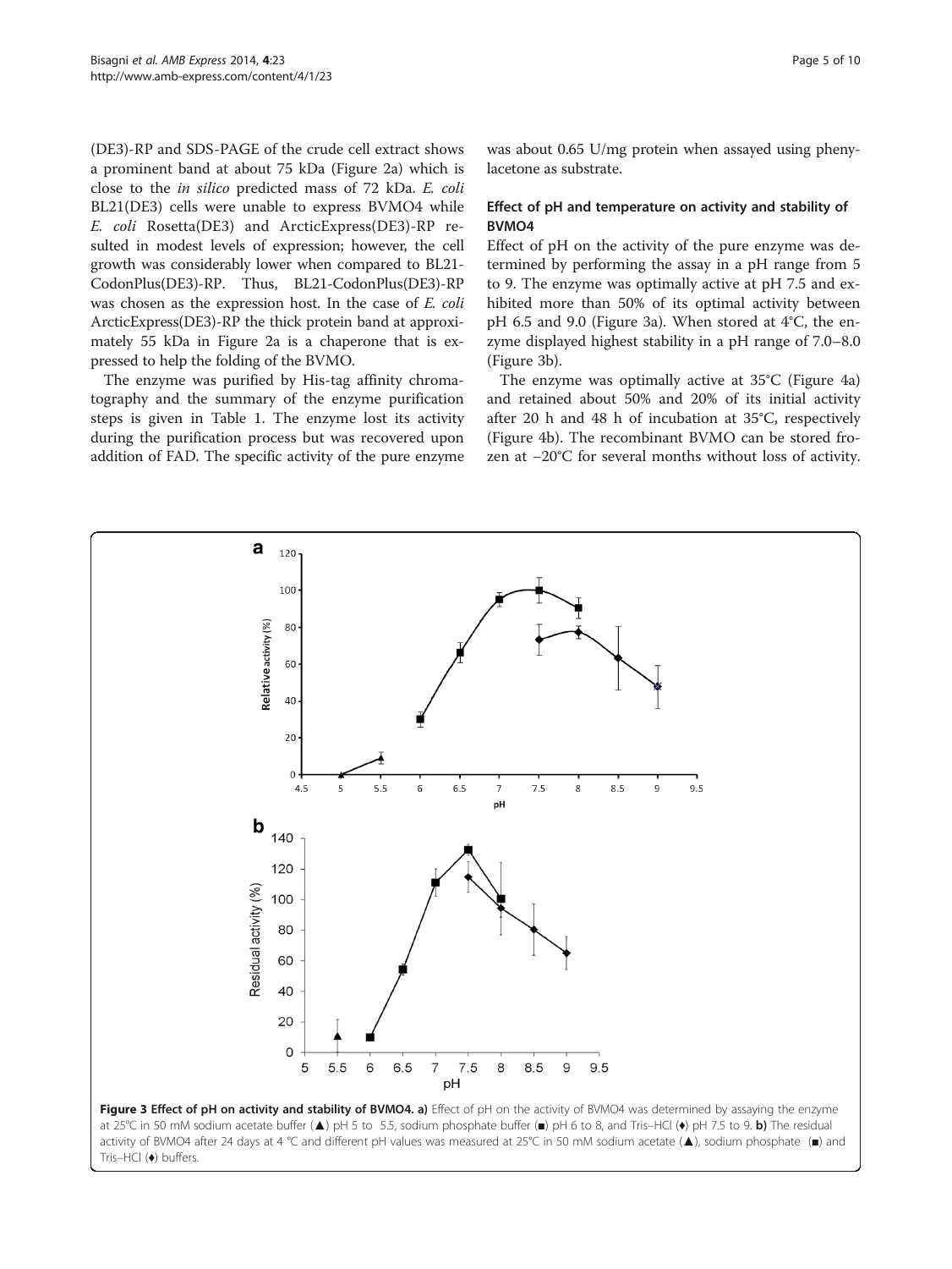(DE3)-RP and SDS-PAGE of the crude cell extract shows a prominent band at about 75 kDa (Figure 2a) which is close to the *in silico* predicted mass of 72 kDa. *E. coli* BL21(DE3) cells were unable to express BVMO4 while *E. coli* Rosetta(DE3) and ArcticExpress(DE3)-RP resulted in modest levels of expression; however, the cell growth was considerably lower when compared to BL21-CodonPlus(DE3)-RP. Thus, BL21-CodonPlus(DE3)-RP was chosen as the expression host. In the case of *E. coli* ArcticExpress(DE3)-RP the thick protein band at approximately 55 kDa in Figure 2a is a chaperone that is expressed to help the folding of the BVMO.

The enzyme was purified by His-tag affinity chromatography and the summary of the enzyme purification steps is given in Table 1. The enzyme lost its activity during the purification process but was recovered upon addition of FAD. The specific activity of the pure enzyme was about 0.65 U/mg protein when assayed using phenylacetone as substrate.

### Effect of pH and temperature on activity and stability of BVMO4

Effect of pH on the activity of the pure enzyme was determined by performing the assay in a pH range from 5 to 9. The enzyme was optimally active at pH 7.5 and exhibited more than 50% of its optimal activity between pH 6.5 and 9.0 (Figure 3a). When stored at 4°C, the enzyme displayed highest stability in a pH range of 7.0–8.0 (Figure 3b).

The enzyme was optimally active at 35°C (Figure 4a) and retained about 50% and 20% of its initial activity after 20 h and 48 h of incubation at 35°C, respectively (Figure 4b). The recombinant BVMO can be stored frozen at −20°C for several months without loss of activity.

**Figure 3 Effect of pH on activity and stability of BVMO4. a)** Effect of pH on the activity of BVMO4 was determined by assaying the enzyme at 25°C in 50 mM sodium acetate buffer (▲) pH 5 to 5.5, sodium phosphate buffer (■) pH 6 to 8, and Tris–HCl (♦) pH 7.5 to 9. **b)** The residual activity of BVMO4 after 24 days at 4 °C and different pH values was measured at 25°C in 50 mM sodium acetate (▲), sodium phosphate (■) and Tris–HCl (♦) buffers.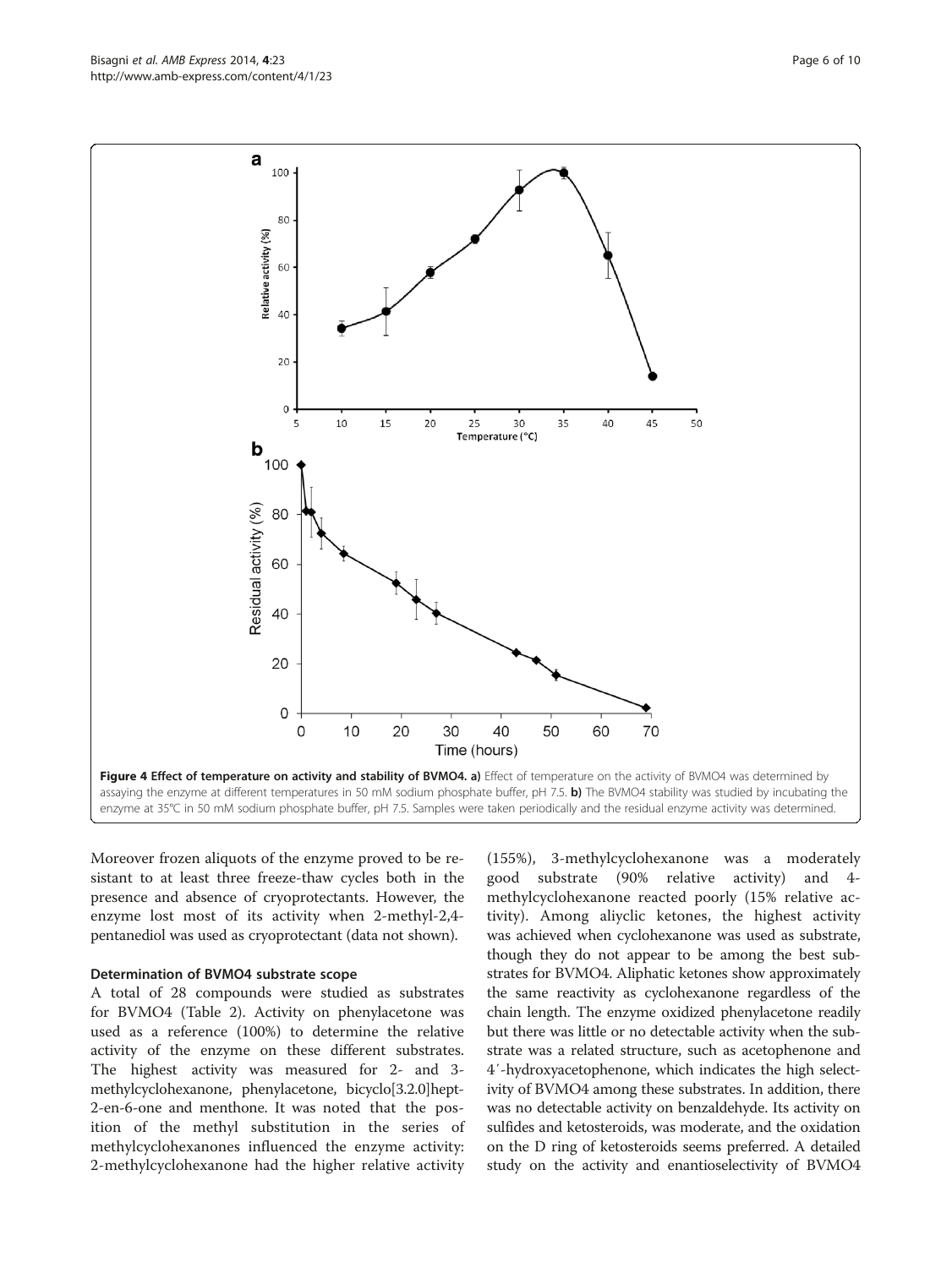**Figure 4 Effect of temperature on activity and stability of BVMO4. a)** Effect of temperature on the activity of BVMO4 was determined by assaying the enzyme at different temperatures in 50 mM sodium phosphate buffer, pH 7.5. **b)** The BVMO4 stability was studied by incubating the enzyme at 35°C in 50 mM sodium phosphate buffer, pH 7.5. Samples were taken periodically and the residual enzyme activity was determined.

Moreover frozen aliquots of the enzyme proved to be resistant to at least three freeze-thaw cycles both in the presence and absence of cryoprotectants. However, the enzyme lost most of its activity when 2-methyl-2,4-pentanediol was used as cryoprotectant (data not shown).

### Determination of BVMO4 substrate scope

A total of 28 compounds were studied as substrates for BVMO4 (Table 2). Activity on phenylacetone was used as a reference (100%) to determine the relative activity of the enzyme on these different substrates. The highest activity was measured for 2- and 3-methylcyclohexanone, phenylacetone, bicyclo[3.2.0]hept-2-en-6-one and menthone. It was noted that the position of the methyl substitution in the series of methylcyclohexanones influenced the enzyme activity: 2-methylcyclohexanone had the higher relative activity (155%), 3-methylcyclohexanone was a moderately good substrate (90% relative activity) and 4-methylcyclohexanone reacted poorly (15% relative activity). Among aliyclic ketones, the highest activity was achieved when cyclohexanone was used as substrate, though they do not appear to be among the best substrates for BVMO4. Aliphatic ketones show approximately the same reactivity as cyclohexanone regardless of the chain length. The enzyme oxidized phenylacetone readily but there was little or no detectable activity when the substrate was a related structure, such as acetophenone and 4′-hydroxyacetophenone, which indicates the high selectivity of BVMO4 among these substrates. In addition, there was no detectable activity on benzaldehyde. Its activity on sulfides and ketosteroids, was moderate, and the oxidation on the D ring of ketosteroids seems preferred. A detailed study on the activity and enantioselectivity of BVMO4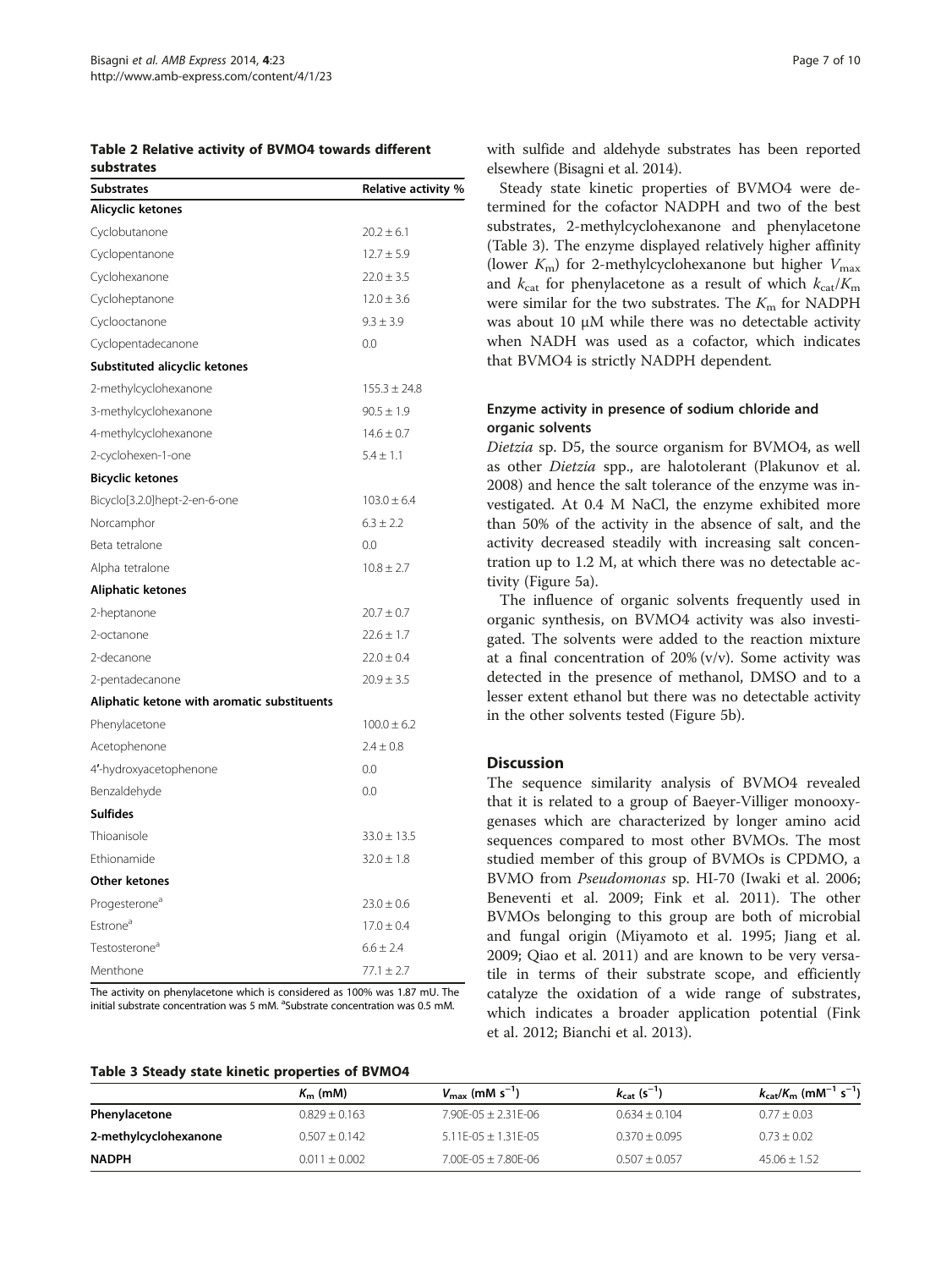**Table 2 Relative activity of BVMO4 towards different substrates**

| Substrates | Relative activity % |
|---|---|
| **Alicyclic ketones** | |
| Cyclobutanone | 20.2 ± 6.1 |
| Cyclopentanone | 12.7 ± 5.9 |
| Cyclohexanone | 22.0 ± 3.5 |
| Cycloheptanone | 12.0 ± 3.6 |
| Cyclooctanone | 9.3 ± 3.9 |
| Cyclopentadecanone | 0.0 |
| **Substituted alicyclic ketones** | |
| 2-methylcyclohexanone | 155.3 ± 24.8 |
| 3-methylcyclohexanone | 90.5 ± 1.9 |
| 4-methylcyclohexanone | 14.6 ± 0.7 |
| 2-cyclohexen-1-one | 5.4 ± 1.1 |
| **Bicyclic ketones** | |
| Bicyclo[3.2.0]hept-2-en-6-one | 103.0 ± 6.4 |
| Norcamphor | 6.3 ± 2.2 |
| Beta tetralone | 0.0 |
| Alpha tetralone | 10.8 ± 2.7 |
| **Aliphatic ketones** | |
| 2-heptanone | 20.7 ± 0.7 |
| 2-octanone | 22.6 ± 1.7 |
| 2-decanone | 22.0 ± 0.4 |
| 2-pentadecanone | 20.9 ± 3.5 |
| **Aliphatic ketone with aromatic substituents** | |
| Phenylacetone | 100.0 ± 6.2 |
| Acetophenone | 2.4 ± 0.8 |
| 4′-hydroxyacetophenone | 0.0 |
| Benzaldehyde | 0.0 |
| **Sulfides** | |
| Thioanisole | 33.0 ± 13.5 |
| Ethionamide | 32.0 ± 1.8 |
| **Other ketones** | |
| Progesterone[a] | 23.0 ± 0.6 |
| Estrone[a] | 17.0 ± 0.4 |
| Testosterone[a] | 6.6 ± 2.4 |
| Menthone | 77.1 ± 2.7 |

The activity on phenylacetone which is considered as 100% was 1.87 mU. The initial substrate concentration was 5 mM. [a]Substrate concentration was 0.5 mM.

with sulfide and aldehyde substrates has been reported elsewhere (Bisagni et al. 2014).

Steady state kinetic properties of BVMO4 were determined for the cofactor NADPH and two of the best substrates, 2-methylcyclohexanone and phenylacetone (Table 3). The enzyme displayed relatively higher affinity (lower $K_m$) for 2-methylcyclohexanone but higher $V_{max}$ and $k_{cat}$ for phenylacetone as a result of which $k_{cat}/K_m$ were similar for the two substrates. The $K_m$ for NADPH was about 10 μM while there was no detectable activity when NADH was used as a cofactor, which indicates that BVMO4 is strictly NADPH dependent.

### Enzyme activity in presence of sodium chloride and organic solvents

*Dietzia* sp. D5, the source organism for BVMO4, as well as other *Dietzia* spp., are halotolerant (Plakunov et al. 2008) and hence the salt tolerance of the enzyme was investigated. At 0.4 M NaCl, the enzyme exhibited more than 50% of the activity in the absence of salt, and the activity decreased steadily with increasing salt concentration up to 1.2 M, at which there was no detectable activity (Figure 5a).

The influence of organic solvents frequently used in organic synthesis, on BVMO4 activity was also investigated. The solvents were added to the reaction mixture at a final concentration of 20% (v/v). Some activity was detected in the presence of methanol, DMSO and to a lesser extent ethanol but there was no detectable activity in the other solvents tested (Figure 5b).

## Discussion

The sequence similarity analysis of BVMO4 revealed that it is related to a group of Baeyer-Villiger monooxygenases which are characterized by longer amino acid sequences compared to most other BVMOs. The most studied member of this group of BVMOs is CPDMO, a BVMO from *Pseudomonas* sp. HI-70 (Iwaki et al. 2006; Beneventi et al. 2009; Fink et al. 2011). The other BVMOs belonging to this group are both of microbial and fungal origin (Miyamoto et al. 1995; Jiang et al. 2009; Qiao et al. 2011) and are known to be very versatile in terms of their substrate scope, and efficiently catalyze the oxidation of a wide range of substrates, which indicates a broader application potential (Fink et al. 2012; Bianchi et al. 2013).

**Table 3 Steady state kinetic properties of BVMO4**

| | $K_m$ (mM) | $V_{max}$ (mM s$^{-1}$) | $k_{cat}$ (s$^{-1}$) | $k_{cat}/K_m$ (mM$^{-1}$ s$^{-1}$) |
|---|---|---|---|---|
| **Phenylacetone** | 0.829 ± 0.163 | 7.90E-05 ± 2.31E-06 | 0.634 ± 0.104 | 0.77 ± 0.03 |
| **2-methylcyclohexanone** | 0.507 ± 0.142 | 5.11E-05 ± 1.31E-05 | 0.370 ± 0.095 | 0.73 ± 0.02 |
| **NADPH** | 0.011 ± 0.002 | 7.00E-05 ± 7.80E-06 | 0.507 ± 0.057 | 45.06 ± 1.52 |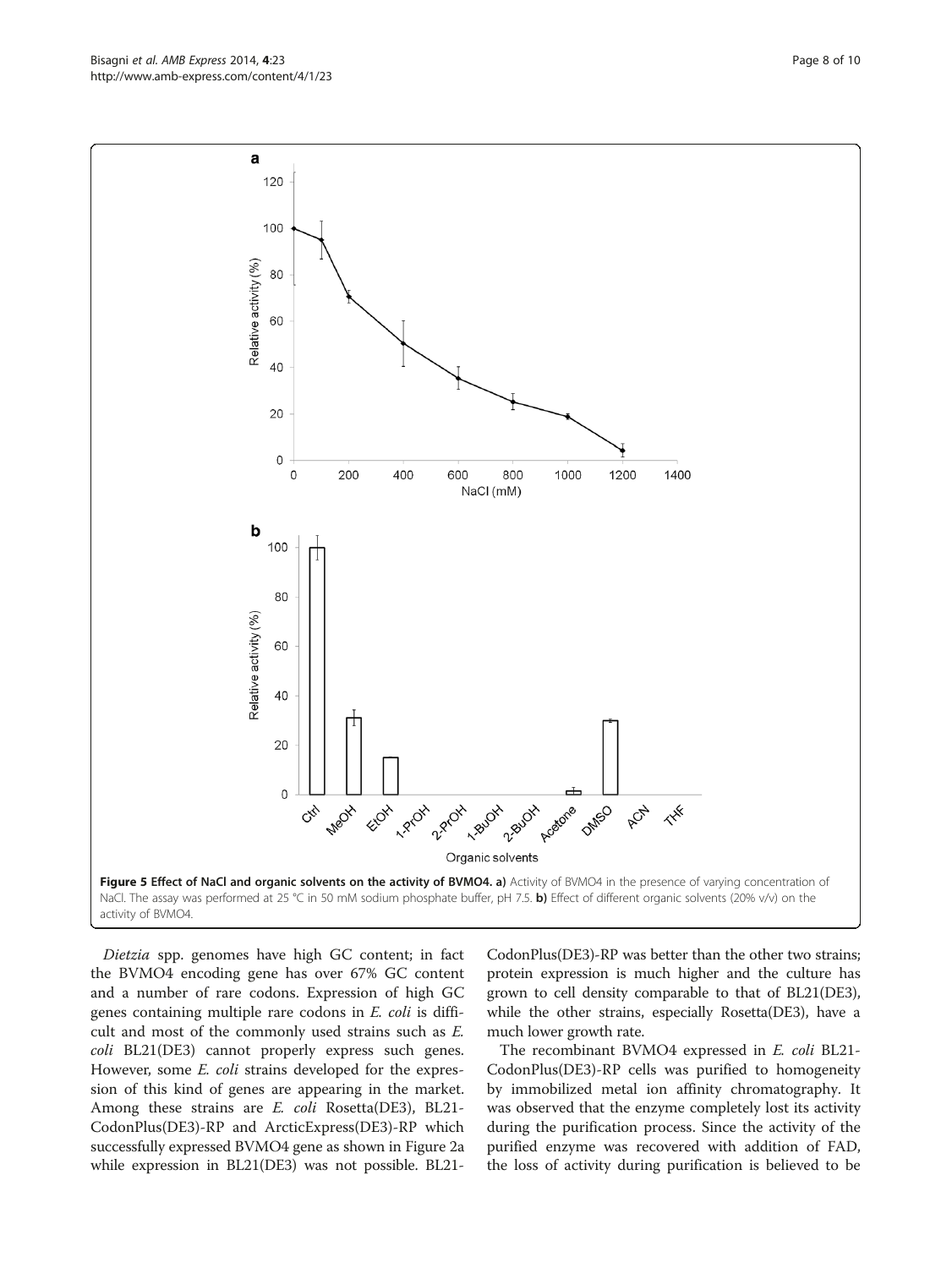**Figure 5 Effect of NaCl and organic solvents on the activity of BVMO4. a)** Activity of BVMO4 in the presence of varying concentration of NaCl. The assay was performed at 25 °C in 50 mM sodium phosphate buffer, pH 7.5. **b)** Effect of different organic solvents (20% v/v) on the activity of BVMO4.

*Dietzia* spp. genomes have high GC content; in fact the BVMO4 encoding gene has over 67% GC content and a number of rare codons. Expression of high GC genes containing multiple rare codons in *E. coli* is difficult and most of the commonly used strains such as *E. coli* BL21(DE3) cannot properly express such genes. However, some *E. coli* strains developed for the expression of this kind of genes are appearing in the market. Among these strains are *E. coli* Rosetta(DE3), BL21-CodonPlus(DE3)-RP and ArcticExpress(DE3)-RP which successfully expressed BVMO4 gene as shown in Figure 2a while expression in BL21(DE3) was not possible. BL21-CodonPlus(DE3)-RP was better than the other two strains; protein expression is much higher and the culture has grown to cell density comparable to that of BL21(DE3), while the other strains, especially Rosetta(DE3), have a much lower growth rate.

The recombinant BVMO4 expressed in *E. coli* BL21-CodonPlus(DE3)-RP cells was purified to homogeneity by immobilized metal ion affinity chromatography. It was observed that the enzyme completely lost its activity during the purification process. Since the activity of the purified enzyme was recovered with addition of FAD, the loss of activity during purification is believed to be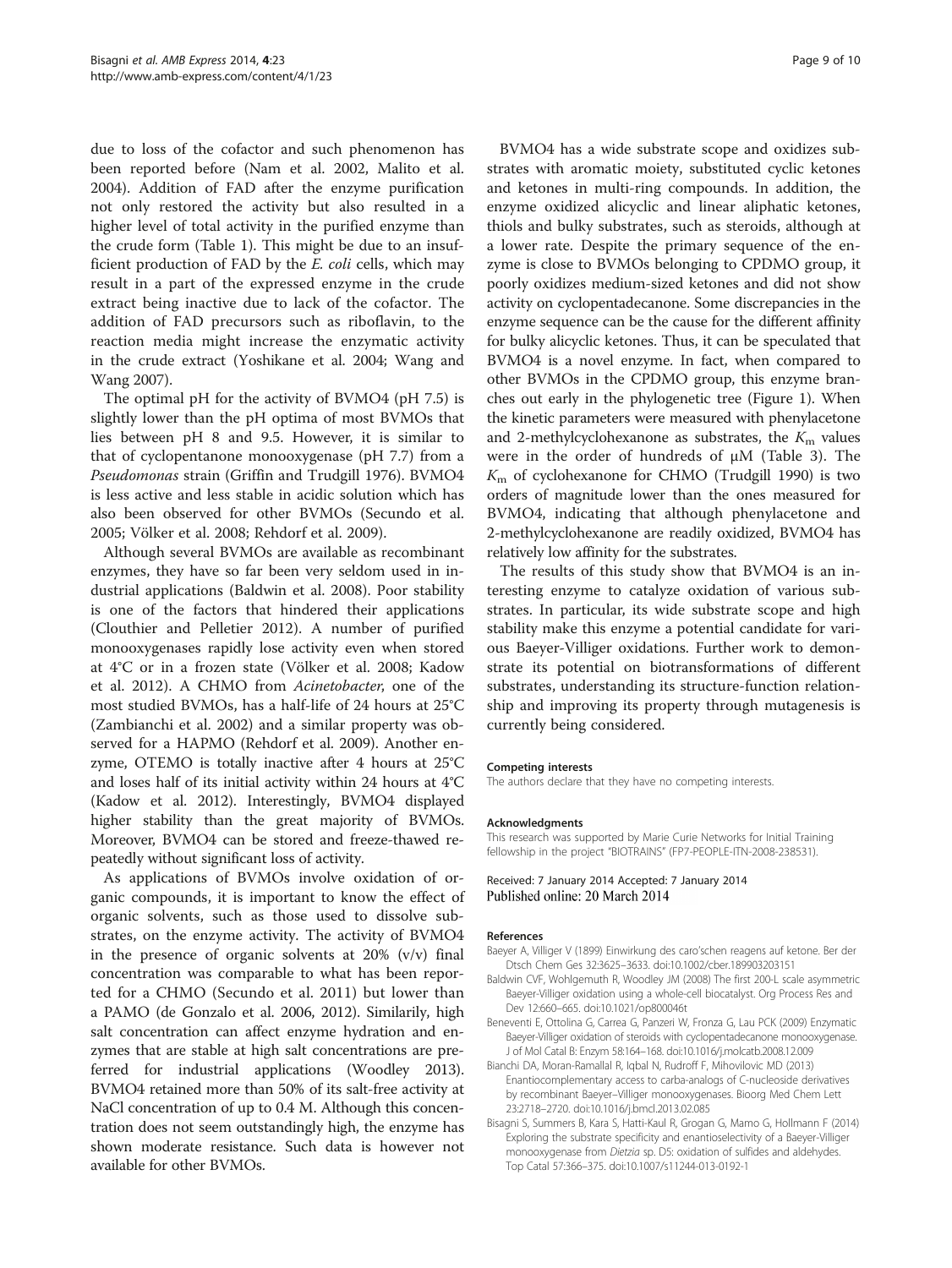due to loss of the cofactor and such phenomenon has been reported before (Nam et al. 2002, Malito et al. 2004). Addition of FAD after the enzyme purification not only restored the activity but also resulted in a higher level of total activity in the purified enzyme than the crude form (Table 1). This might be due to an insufficient production of FAD by the *E. coli* cells, which may result in a part of the expressed enzyme in the crude extract being inactive due to lack of the cofactor. The addition of FAD precursors such as riboflavin, to the reaction media might increase the enzymatic activity in the crude extract (Yoshikane et al. 2004; Wang and Wang 2007).

The optimal pH for the activity of BVMO4 (pH 7.5) is slightly lower than the pH optima of most BVMOs that lies between pH 8 and 9.5. However, it is similar to that of cyclopentanone monooxygenase (pH 7.7) from a *Pseudomonas* strain (Griffin and Trudgill 1976). BVMO4 is less active and less stable in acidic solution which has also been observed for other BVMOs (Secundo et al. 2005; Völker et al. 2008; Rehdorf et al. 2009).

Although several BVMOs are available as recombinant enzymes, they have so far been very seldom used in industrial applications (Baldwin et al. 2008). Poor stability is one of the factors that hindered their applications (Clouthier and Pelletier 2012). A number of purified monooxygenases rapidly lose activity even when stored at 4°C or in a frozen state (Völker et al. 2008; Kadow et al. 2012). A CHMO from *Acinetobacter*, one of the most studied BVMOs, has a half-life of 24 hours at 25°C (Zambianchi et al. 2002) and a similar property was observed for a HAPMO (Rehdorf et al. 2009). Another enzyme, OTEMO is totally inactive after 4 hours at 25°C and loses half of its initial activity within 24 hours at 4°C (Kadow et al. 2012). Interestingly, BVMO4 displayed higher stability than the great majority of BVMOs. Moreover, BVMO4 can be stored and freeze-thawed repeatedly without significant loss of activity.

As applications of BVMOs involve oxidation of organic compounds, it is important to know the effect of organic solvents, such as those used to dissolve substrates, on the enzyme activity. The activity of BVMO4 in the presence of organic solvents at 20% (v/v) final concentration was comparable to what has been reported for a CHMO (Secundo et al. 2011) but lower than a PAMO (de Gonzalo et al. 2006, 2012). Similarily, high salt concentration can affect enzyme hydration and enzymes that are stable at high salt concentrations are preferred for industrial applications (Woodley 2013). BVMO4 retained more than 50% of its salt-free activity at NaCl concentration of up to 0.4 M. Although this concentration does not seem outstandingly high, the enzyme has shown moderate resistance. Such data is however not available for other BVMOs.

BVMO4 has a wide substrate scope and oxidizes substrates with aromatic moiety, substituted cyclic ketones and ketones in multi-ring compounds. In addition, the enzyme oxidized alicyclic and linear aliphatic ketones, thiols and bulky substrates, such as steroids, although at a lower rate. Despite the primary sequence of the enzyme is close to BVMOs belonging to CPDMO group, it poorly oxidizes medium-sized ketones and did not show activity on cyclopentadecanone. Some discrepancies in the enzyme sequence can be the cause for the different affinity for bulky alicyclic ketones. Thus, it can be speculated that BVMO4 is a novel enzyme. In fact, when compared to other BVMOs in the CPDMO group, this enzyme branches out early in the phylogenetic tree (Figure 1). When the kinetic parameters were measured with phenylacetone and 2-methylcyclohexanone as substrates, the $K_m$ values were in the order of hundreds of μM (Table 3). The $K_m$ of cyclohexanone for CHMO (Trudgill 1990) is two orders of magnitude lower than the ones measured for BVMO4, indicating that although phenylacetone and 2-methylcyclohexanone are readily oxidized, BVMO4 has relatively low affinity for the substrates.

The results of this study show that BVMO4 is an interesting enzyme to catalyze oxidation of various substrates. In particular, its wide substrate scope and high stability make this enzyme a potential candidate for various Baeyer-Villiger oxidations. Further work to demonstrate its potential on biotransformations of different substrates, understanding its structure-function relationship and improving its property through mutagenesis is currently being considered.

#### Competing interests

The authors declare that they have no competing interests.

#### Acknowledgments

This research was supported by Marie Curie Networks for Initial Training fellowship in the project "BIOTRAINS" (FP7-PEOPLE-ITN-2008-238531).

Received: 7 January 2014 Accepted: 7 January 2014
Published online: 20 March 2014

#### References

- Baeyer A, Villiger V (1899) Einwirkung des caro'schen reagens auf ketone. Ber der Dtsch Chem Ges 32:3625–3633. doi:10.1002/cber.189903203151
- Baldwin CVF, Wohlgemuth R, Woodley JM (2008) The first 200-L scale asymmetric Baeyer-Villiger oxidation using a whole-cell biocatalyst. Org Process Res and Dev 12:660–665. doi:10.1021/op800046t
- Beneventi E, Ottolina G, Carrea G, Panzeri W, Fronza G, Lau PCK (2009) Enzymatic Baeyer-Villiger oxidation of steroids with cyclopentadecanone monooxygenase. J of Mol Catal B: Enzym 58:164–168. doi:10.1016/j.molcatb.2008.12.009
- Bianchi DA, Moran-Ramallal R, Iqbal N, Rudroff F, Mihovilovic MD (2013) Enantiocomplementary access to carba-analogs of C-nucleoside derivatives by recombinant Baeyer–Villiger monooxygenases. Bioorg Med Chem Lett 23:2718–2720. doi:10.1016/j.bmcl.2013.02.085
- Bisagni S, Summers B, Kara S, Hatti-Kaul R, Grogan G, Mamo G, Hollmann F (2014) Exploring the substrate specificity and enantioselectivity of a Baeyer-Villiger monooxygenase from *Dietzia* sp. D5: oxidation of sulfides and aldehydes. Top Catal 57:366–375. doi:10.1007/s11244-013-0192-1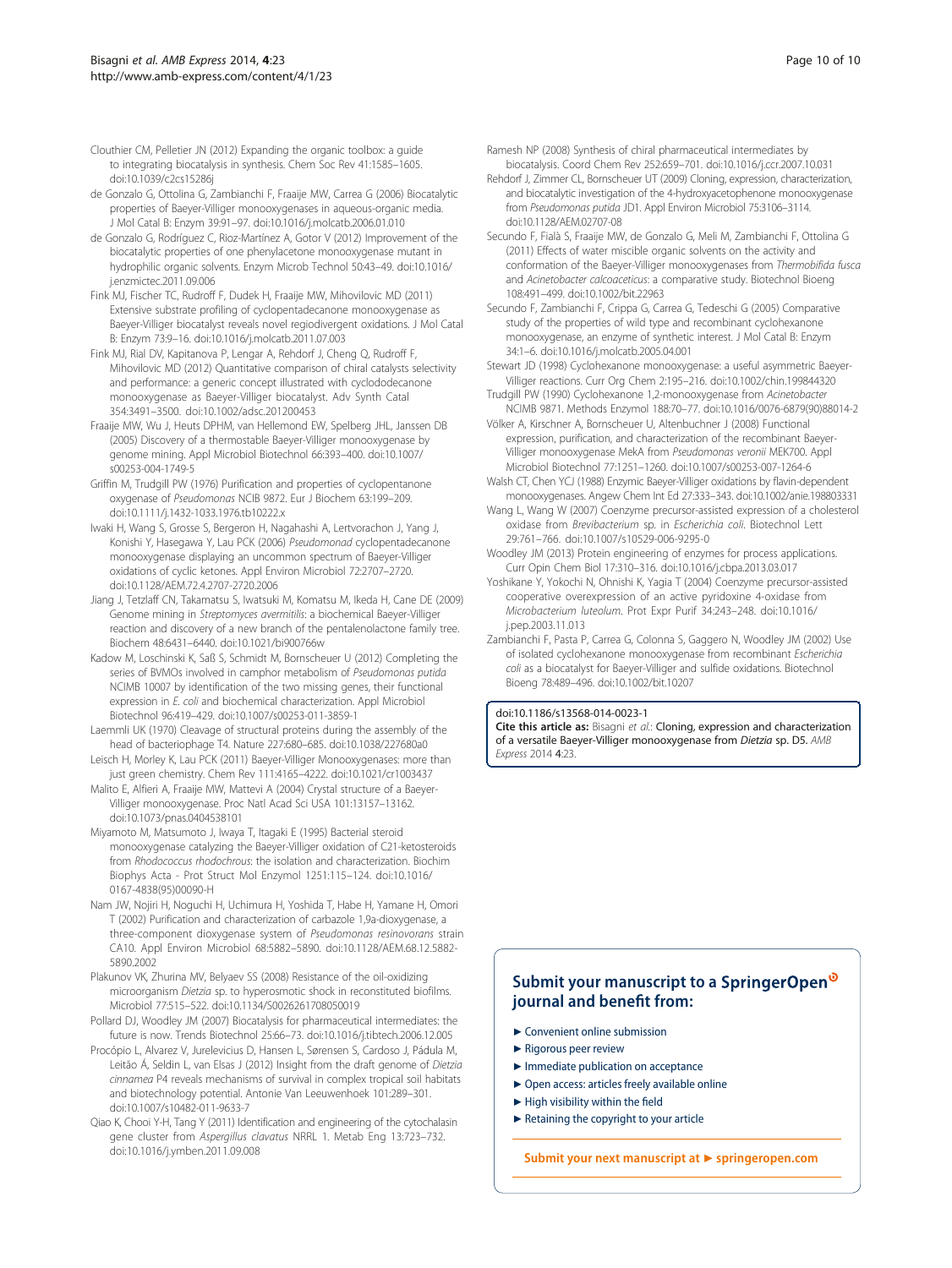Clouthier CM, Pelletier JN (2012) Expanding the organic toolbox: a guide to integrating biocatalysis in synthesis. Chem Soc Rev 41:1585–1605. doi:10.1039/c2cs15286j

de Gonzalo G, Ottolina G, Zambianchi F, Fraaije MW, Carrea G (2006) Biocatalytic properties of Baeyer-Villiger monooxygenases in aqueous-organic media. J Mol Catal B: Enzym 39:91–97. doi:10.1016/j.molcatb.2006.01.010

de Gonzalo G, Rodríguez C, Rioz-Martínez A, Gotor V (2012) Improvement of the biocatalytic properties of one phenylacetone monooxygenase mutant in hydrophilic organic solvents. Enzym Microb Technol 50:43–49. doi:10.1016/j.enzmictec.2011.09.006

Fink MJ, Fischer TC, Rudroff F, Dudek H, Fraaije MW, Mihovilovic MD (2011) Extensive substrate profiling of cyclopentadecanone monooxygenase as Baeyer-Villiger biocatalyst reveals novel regiodivergent oxidations. J Mol Catal B: Enzym 73:9–16. doi:10.1016/j.molcatb.2011.07.003

Fink MJ, Rial DV, Kapitanova P, Lengar A, Rehdorf J, Cheng Q, Rudroff F, Mihovilovic MD (2012) Quantitative comparison of chiral catalysts selectivity and performance: a generic concept illustrated with cyclododecanone monooxygenase as Baeyer-Villiger biocatalyst. Adv Synth Catal 354:3491–3500. doi:10.1002/adsc.201200453

Fraaije MW, Wu J, Heuts DPHM, van Hellemond EW, Spelberg JHL, Janssen DB (2005) Discovery of a thermostable Baeyer-Villiger monooxygenase by genome mining. Appl Microbiol Biotechnol 66:393–400. doi:10.1007/s00253-004-1749-5

Griffin M, Trudgill PW (1976) Purification and properties of cyclopentanone oxygenase of *Pseudomonas* NCIB 9872. Eur J Biochem 63:199–209. doi:10.1111/j.1432-1033.1976.tb10222.x

Iwaki H, Wang S, Grosse S, Bergeron H, Nagahashi A, Lertvorachon J, Yang J, Konishi Y, Hasegawa Y, Lau PCK (2006) *Pseudomonad* cyclopentadecanone monooxygenase displaying an uncommon spectrum of Baeyer-Villiger oxidations of cyclic ketones. Appl Environ Microbiol 72:2707–2720. doi:10.1128/AEM.72.4.2707-2720.2006

Jiang J, Tetzlaff CN, Takamatsu S, Iwatsuki M, Komatsu M, Ikeda H, Cane DE (2009) Genome mining in *Streptomyces avermitilis*: a biochemical Baeyer-Villiger reaction and discovery of a new branch of the pentalenolactone family tree. Biochem 48:6431–6440. doi:10.1021/bi900766w

Kadow M, Loschinski K, Saß S, Schmidt M, Bornscheuer U (2012) Completing the series of BVMOs involved in camphor metabolism of *Pseudomonas putida* NCIMB 10007 by identification of the two missing genes, their functional expression in *E. coli* and biochemical characterization. Appl Microbiol Biotechnol 96:419–429. doi:10.1007/s00253-011-3859-1

Laemmli UK (1970) Cleavage of structural proteins during the assembly of the head of bacteriophage T4. Nature 227:680–685. doi:10.1038/227680a0

Leisch H, Morley K, Lau PCK (2011) Baeyer-Villiger Monooxygenases: more than just green chemistry. Chem Rev 111:4165–4222. doi:10.1021/cr1003437

Malito E, Alfieri A, Fraaije MW, Mattevi A (2004) Crystal structure of a Baeyer-Villiger monooxygenase. Proc Natl Acad Sci USA 101:13157–13162. doi:10.1073/pnas.0404538101

Miyamoto M, Matsumoto J, Iwaya T, Itagaki E (1995) Bacterial steroid monooxygenase catalyzing the Baeyer-Villiger oxidation of C21-ketosteroids from *Rhodococcus rhodochrous*: the isolation and characterization. Biochim Biophys Acta - Prot Struct Mol Enzymol 1251:115–124. doi:10.1016/0167-4838(95)00090-H

Nam JW, Nojiri H, Noguchi H, Uchimura H, Yoshida T, Habe H, Yamane H, Omori T (2002) Purification and characterization of carbazole 1,9a-dioxygenase, a three-component dioxygenase system of *Pseudomonas resinovorans* strain CA10. Appl Environ Microbiol 68:5882–5890. doi:10.1128/AEM.68.12.5882-5890.2002

Plakunov VK, Zhurina MV, Belyaev SS (2008) Resistance of the oil-oxidizing microorganism *Dietzia* sp. to hyperosmotic shock in reconstituted biofilms. Microbiol 77:515–522. doi:10.1134/S0026261708050019

Pollard DJ, Woodley JM (2007) Biocatalysis for pharmaceutical intermediates: the future is now. Trends Biotechnol 25:66–73. doi:10.1016/j.tibtech.2006.12.005

Procópio L, Alvarez V, Jurelevicius D, Hansen L, Sørensen S, Cardoso J, Pádula M, Leitão Á, Seldin L, van Elsas J (2012) Insight from the draft genome of *Dietzia cinnamea* P4 reveals mechanisms of survival in complex tropical soil habitats and biotechnology potential. Antonie Van Leeuwenhoek 101:289–301. doi:10.1007/s10482-011-9633-7

Qiao K, Chooi Y-H, Tang Y (2011) Identification and engineering of the cytochalasin gene cluster from *Aspergillus clavatus* NRRL 1. Metab Eng 13:723–732. doi:10.1016/j.ymben.2011.09.008

Ramesh NP (2008) Synthesis of chiral pharmaceutical intermediates by biocatalysis. Coord Chem Rev 252:659–701. doi:10.1016/j.ccr.2007.10.031

Rehdorf J, Zimmer CL, Bornscheuer UT (2009) Cloning, expression, characterization, and biocatalytic investigation of the 4-hydroxyacetophenone monooxygenase from *Pseudomonas putida* JD1. Appl Environ Microbiol 75:3106–3114. doi:10.1128/AEM.02707-08

Secundo F, Fialà S, Fraaije MW, de Gonzalo G, Meli M, Zambianchi F, Ottolina G (2011) Effects of water miscible organic solvents on the activity and conformation of the Baeyer-Villiger monooxygenases from *Thermobifida fusca* and *Acinetobacter calcoaceticus*: a comparative study. Biotechnol Bioeng 108:491–499. doi:10.1002/bit.22963

Secundo F, Zambianchi F, Crippa G, Carrea G, Tedeschi G (2005) Comparative study of the properties of wild type and recombinant cyclohexanone monooxygenase, an enzyme of synthetic interest. J Mol Catal B: Enzym 34:1–6. doi:10.1016/j.molcatb.2005.04.001

Stewart JD (1998) Cyclohexanone monooxygenase: a useful asymmetric Baeyer-Villiger reactions. Curr Org Chem 2:195–216. doi:10.1002/chin.199844320

Trudgill PW (1990) Cyclohexanone 1,2-monooxygenase from *Acinetobacter* NCIMB 9871. Methods Enzymol 188:70–77. doi:10.1016/0076-6879(90)88014-2

Völker A, Kirschner A, Bornscheuer U, Altenbuchner J (2008) Functional expression, purification, and characterization of the recombinant Baeyer-Villiger monooxygenase MekA from *Pseudomonas veronii* MEK700. Appl Microbiol Biotechnol 77:1251–1260. doi:10.1007/s00253-007-1264-6

Walsh CT, Chen YCJ (1988) Enzymic Baeyer-Villiger oxidations by flavin-dependent monooxygenases. Angew Chem Int Ed 27:333–343. doi:10.1002/anie.198803331

Wang L, Wang W (2007) Coenzyme precursor-assisted expression of a cholesterol oxidase from *Brevibacterium* sp. in *Escherichia coli*. Biotechnol Lett 29:761–766. doi:10.1007/s10529-006-9295-0

Woodley JM (2013) Protein engineering of enzymes for process applications. Curr Opin Chem Biol 17:310–316. doi:10.1016/j.cbpa.2013.03.017

Yoshikane Y, Yokochi N, Ohnishi K, Yagia T (2004) Coenzyme precursor-assisted cooperative overexpression of an active pyridoxine 4-oxidase from *Microbacterium luteolum*. Prot Expr Purif 34:243–248. doi:10.1016/j.pep.2003.11.013

Zambianchi F, Pasta P, Carrea G, Colonna S, Gaggero N, Woodley JM (2002) Use of isolated cyclohexanone monooxygenase from recombinant *Escherichia coli* as a biocatalyst for Baeyer-Villiger and sulfide oxidations. Biotechnol Bioeng 78:489–496. doi:10.1002/bit.10207

doi:10.1186/s13568-014-0023-1

**Cite this article as:** Bisagni *et al.*: Cloning, expression and characterization of a versatile Baeyer-Villiger monooxygenase from *Dietzia* sp. D5. *AMB Express* 2014 **4**:23.

## Submit your manuscript to a SpringerOpen journal and benefit from:

- ► Convenient online submission
- ► Rigorous peer review
- ► Immediate publication on acceptance
- ► Open access: articles freely available online
- ► High visibility within the field
- ► Retaining the copyright to your article

**Submit your next manuscript at ► springeropen.com**